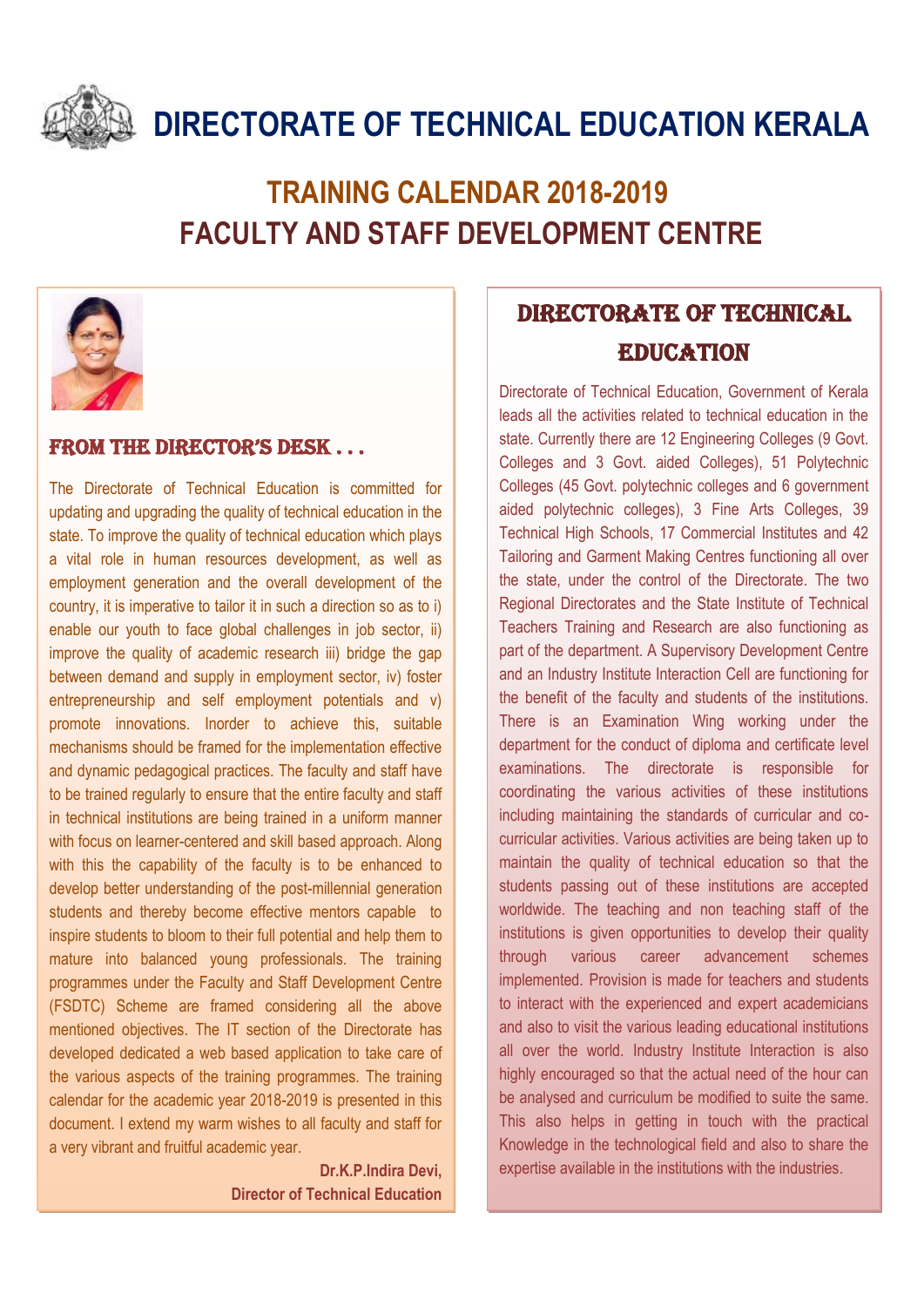# DIRECTORATE OF TECHNICAL EDUCATION KERALA

## TRAINING CALENDAR 2018-2019
## FACULTY AND STAFF DEVELOPMENT CENTRE

### FROM THE DIRECTOR'S DESK . . .

The Directorate of Technical Education is committed for updating and upgrading the quality of technical education in the state. To improve the quality of technical education which plays a vital role in human resources development, as well as employment generation and the overall development of the country, it is imperative to tailor it in such a direction so as to i) enable our youth to face global challenges in job sector, ii) improve the quality of academic research iii) bridge the gap between demand and supply in employment sector, iv) foster entrepreneurship and self employment potentials and v) promote innovations. Inorder to achieve this, suitable mechanisms should be framed for the implementation effective and dynamic pedagogical practices. The faculty and staff have to be trained regularly to ensure that the entire faculty and staff in technical institutions are being trained in a uniform manner with focus on learner-centered and skill based approach. Along with this the capability of the faculty is to be enhanced to develop better understanding of the post-millennial generation students and thereby become effective mentors capable to inspire students to bloom to their full potential and help them to mature into balanced young professionals. The training programmes under the Faculty and Staff Development Centre (FSDTC) Scheme are framed considering all the above mentioned objectives. The IT section of the Directorate has developed dedicated a web based application to take care of the various aspects of the training programmes. The training calendar for the academic year 2018-2019 is presented in this document. I extend my warm wishes to all faculty and staff for a very vibrant and fruitful academic year.

**Dr.K.P.Indira Devi,**
**Director of Technical Education**

### DIRECTORATE OF TECHNICAL EDUCATION

Directorate of Technical Education, Government of Kerala leads all the activities related to technical education in the state. Currently there are 12 Engineering Colleges (9 Govt. Colleges and 3 Govt. aided Colleges), 51 Polytechnic Colleges (45 Govt. polytechnic colleges and 6 government aided polytechnic colleges), 3 Fine Arts Colleges, 39 Technical High Schools, 17 Commercial Institutes and 42 Tailoring and Garment Making Centres functioning all over the state, under the control of the Directorate. The two Regional Directorates and the State Institute of Technical Teachers Training and Research are also functioning as part of the department. A Supervisory Development Centre and an Industry Institute Interaction Cell are functioning for the benefit of the faculty and students of the institutions. There is an Examination Wing working under the department for the conduct of diploma and certificate level examinations. The directorate is responsible for coordinating the various activities of these institutions including maintaining the standards of curricular and co-curricular activities. Various activities are being taken up to maintain the quality of technical education so that the students passing out of these institutions are accepted worldwide. The teaching and non teaching staff of the institutions is given opportunities to develop their quality through various career advancement schemes implemented. Provision is made for teachers and students to interact with the experienced and expert academicians and also to visit the various leading educational institutions all over the world. Industry Institute Interaction is also highly encouraged so that the actual need of the hour can be analysed and curriculum be modified to suite the same. This also helps in getting in touch with the practical Knowledge in the technological field and also to share the expertise available in the institutions with the industries.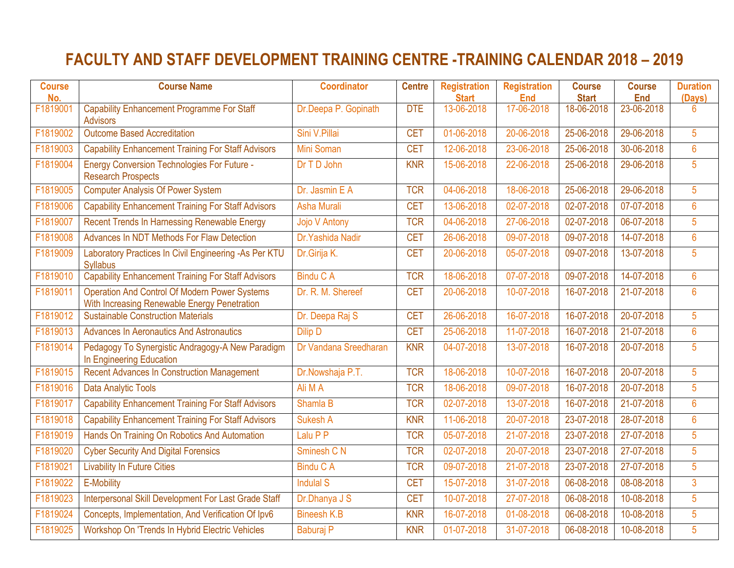# FACULTY AND STAFF DEVELOPMENT TRAINING CENTRE -TRAINING CALENDAR 2018 – 2019

| Course No. | Course Name | Coordinator | Centre | Registration Start | Registration End | Course Start | Course End | Duration (Days) |
|---|---|---|---|---|---|---|---|---|
| F1819001 | Capability Enhancement Programme For Staff Advisors | Dr.Deepa P. Gopinath | DTE | 13-06-2018 | 17-06-2018 | 18-06-2018 | 23-06-2018 | 6 |
| F1819002 | Outcome Based Accreditation | Sini V.Pillai | CET | 01-06-2018 | 20-06-2018 | 25-06-2018 | 29-06-2018 | 5 |
| F1819003 | Capability Enhancement Training For Staff Advisors | Mini Soman | CET | 12-06-2018 | 23-06-2018 | 25-06-2018 | 30-06-2018 | 6 |
| F1819004 | Energy Conversion Technologies For Future - Research Prospects | Dr T D John | KNR | 15-06-2018 | 22-06-2018 | 25-06-2018 | 29-06-2018 | 5 |
| F1819005 | Computer Analysis Of Power System | Dr. Jasmin E A | TCR | 04-06-2018 | 18-06-2018 | 25-06-2018 | 29-06-2018 | 5 |
| F1819006 | Capability Enhancement Training For Staff Advisors | Asha Murali | CET | 13-06-2018 | 02-07-2018 | 02-07-2018 | 07-07-2018 | 6 |
| F1819007 | Recent Trends In Harnessing Renewable Energy | Jojo V Antony | TCR | 04-06-2018 | 27-06-2018 | 02-07-2018 | 06-07-2018 | 5 |
| F1819008 | Advances In NDT Methods For Flaw Detection | Dr.Yashida Nadir | CET | 26-06-2018 | 09-07-2018 | 09-07-2018 | 14-07-2018 | 6 |
| F1819009 | Laboratory Practices In Civil Engineering -As Per KTU Syllabus | Dr.Girija K. | CET | 20-06-2018 | 05-07-2018 | 09-07-2018 | 13-07-2018 | 5 |
| F1819010 | Capability Enhancement Training For Staff Advisors | Bindu C A | TCR | 18-06-2018 | 07-07-2018 | 09-07-2018 | 14-07-2018 | 6 |
| F1819011 | Operation And Control Of Modern Power Systems With Increasing Renewable Energy Penetration | Dr. R. M. Shereef | CET | 20-06-2018 | 10-07-2018 | 16-07-2018 | 21-07-2018 | 6 |
| F1819012 | Sustainable Construction Materials | Dr. Deepa Raj S | CET | 26-06-2018 | 16-07-2018 | 16-07-2018 | 20-07-2018 | 5 |
| F1819013 | Advances In Aeronautics And Astronautics | Dilip D | CET | 25-06-2018 | 11-07-2018 | 16-07-2018 | 21-07-2018 | 6 |
| F1819014 | Pedagogy To Synergistic Andragogy-A New Paradigm In Engineering Education | Dr Vandana Sreedharan | KNR | 04-07-2018 | 13-07-2018 | 16-07-2018 | 20-07-2018 | 5 |
| F1819015 | Recent Advances In Construction Management | Dr.Nowshaja P.T. | TCR | 18-06-2018 | 10-07-2018 | 16-07-2018 | 20-07-2018 | 5 |
| F1819016 | Data Analytic Tools | Ali M A | TCR | 18-06-2018 | 09-07-2018 | 16-07-2018 | 20-07-2018 | 5 |
| F1819017 | Capability Enhancement Training For Staff Advisors | Shamla B | TCR | 02-07-2018 | 13-07-2018 | 16-07-2018 | 21-07-2018 | 6 |
| F1819018 | Capability Enhancement Training For Staff Advisors | Sukesh A | KNR | 11-06-2018 | 20-07-2018 | 23-07-2018 | 28-07-2018 | 6 |
| F1819019 | Hands On Training On Robotics And Automation | Lalu P P | TCR | 05-07-2018 | 21-07-2018 | 23-07-2018 | 27-07-2018 | 5 |
| F1819020 | Cyber Security And Digital Forensics | Sminesh C N | TCR | 02-07-2018 | 20-07-2018 | 23-07-2018 | 27-07-2018 | 5 |
| F1819021 | Livability In Future Cities | Bindu C A | TCR | 09-07-2018 | 21-07-2018 | 23-07-2018 | 27-07-2018 | 5 |
| F1819022 | E-Mobility | Indulal S | CET | 15-07-2018 | 31-07-2018 | 06-08-2018 | 08-08-2018 | 3 |
| F1819023 | Interpersonal Skill Development For Last Grade Staff | Dr.Dhanya J S | CET | 10-07-2018 | 27-07-2018 | 06-08-2018 | 10-08-2018 | 5 |
| F1819024 | Concepts, Implementation, And Verification Of Ipv6 | Bineesh K.B | KNR | 16-07-2018 | 01-08-2018 | 06-08-2018 | 10-08-2018 | 5 |
| F1819025 | Workshop On 'Trends In Hybrid Electric Vehicles | Baburaj P | KNR | 01-07-2018 | 31-07-2018 | 06-08-2018 | 10-08-2018 | 5 |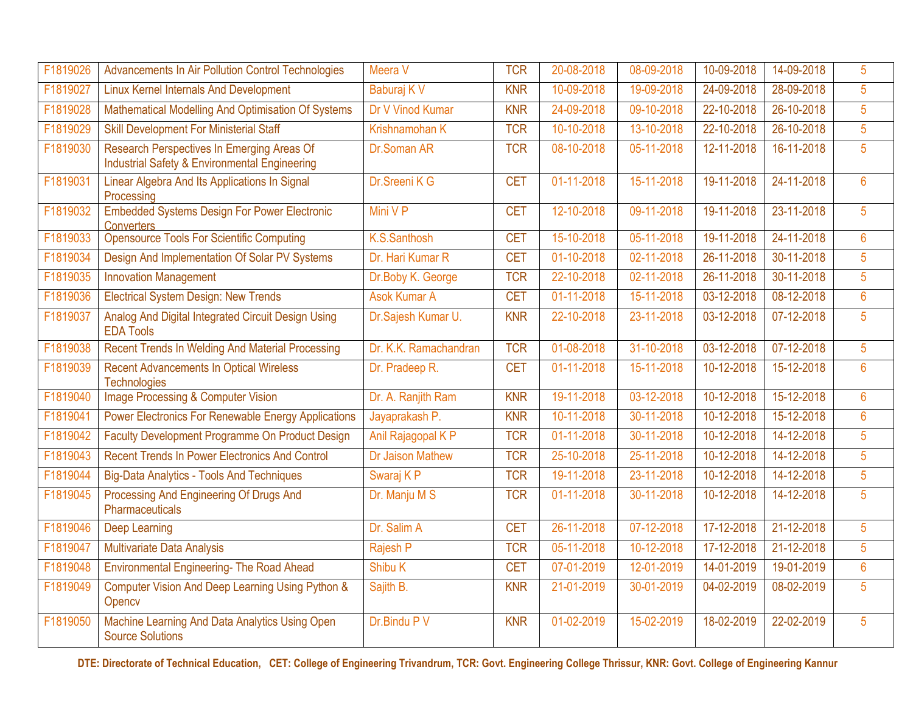| | | | | | | | | |
|---|---|---|---|---|---|---|---|---|
| F1819026 | Advancements In Air Pollution Control Technologies | Meera V | TCR | 20-08-2018 | 08-09-2018 | 10-09-2018 | 14-09-2018 | 5 |
| F1819027 | Linux Kernel Internals And Development | Baburaj K V | KNR | 10-09-2018 | 19-09-2018 | 24-09-2018 | 28-09-2018 | 5 |
| F1819028 | Mathematical Modelling And Optimisation Of Systems | Dr V Vinod Kumar | KNR | 24-09-2018 | 09-10-2018 | 22-10-2018 | 26-10-2018 | 5 |
| F1819029 | Skill Development For Ministerial Staff | Krishnamohan K | TCR | 10-10-2018 | 13-10-2018 | 22-10-2018 | 26-10-2018 | 5 |
| F1819030 | Research Perspectives In Emerging Areas Of Industrial Safety & Environmental Engineering | Dr.Soman AR | TCR | 08-10-2018 | 05-11-2018 | 12-11-2018 | 16-11-2018 | 5 |
| F1819031 | Linear Algebra And Its Applications In Signal Processing | Dr.Sreeni K G | CET | 01-11-2018 | 15-11-2018 | 19-11-2018 | 24-11-2018 | 6 |
| F1819032 | Embedded Systems Design For Power Electronic Converters | Mini V P | CET | 12-10-2018 | 09-11-2018 | 19-11-2018 | 23-11-2018 | 5 |
| F1819033 | Opensource Tools For Scientific Computing | K.S.Santhosh | CET | 15-10-2018 | 05-11-2018 | 19-11-2018 | 24-11-2018 | 6 |
| F1819034 | Design And Implementation Of Solar PV Systems | Dr. Hari Kumar R | CET | 01-10-2018 | 02-11-2018 | 26-11-2018 | 30-11-2018 | 5 |
| F1819035 | Innovation Management | Dr.Boby K. George | TCR | 22-10-2018 | 02-11-2018 | 26-11-2018 | 30-11-2018 | 5 |
| F1819036 | Electrical System Design: New Trends | Asok Kumar A | CET | 01-11-2018 | 15-11-2018 | 03-12-2018 | 08-12-2018 | 6 |
| F1819037 | Analog And Digital Integrated Circuit Design Using EDA Tools | Dr.Sajesh Kumar U. | KNR | 22-10-2018 | 23-11-2018 | 03-12-2018 | 07-12-2018 | 5 |
| F1819038 | Recent Trends In Welding And Material Processing | Dr. K.K. Ramachandran | TCR | 01-08-2018 | 31-10-2018 | 03-12-2018 | 07-12-2018 | 5 |
| F1819039 | Recent Advancements In Optical Wireless Technologies | Dr. Pradeep R. | CET | 01-11-2018 | 15-11-2018 | 10-12-2018 | 15-12-2018 | 6 |
| F1819040 | Image Processing & Computer Vision | Dr. A. Ranjith Ram | KNR | 19-11-2018 | 03-12-2018 | 10-12-2018 | 15-12-2018 | 6 |
| F1819041 | Power Electronics For Renewable Energy Applications | Jayaprakash P. | KNR | 10-11-2018 | 30-11-2018 | 10-12-2018 | 15-12-2018 | 6 |
| F1819042 | Faculty Development Programme On Product Design | Anil Rajagopal K P | TCR | 01-11-2018 | 30-11-2018 | 10-12-2018 | 14-12-2018 | 5 |
| F1819043 | Recent Trends In Power Electronics And Control | Dr Jaison Mathew | TCR | 25-10-2018 | 25-11-2018 | 10-12-2018 | 14-12-2018 | 5 |
| F1819044 | Big-Data Analytics - Tools And Techniques | Swaraj K P | TCR | 19-11-2018 | 23-11-2018 | 10-12-2018 | 14-12-2018 | 5 |
| F1819045 | Processing And Engineering Of Drugs And Pharmaceuticals | Dr. Manju M S | TCR | 01-11-2018 | 30-11-2018 | 10-12-2018 | 14-12-2018 | 5 |
| F1819046 | Deep Learning | Dr. Salim A | CET | 26-11-2018 | 07-12-2018 | 17-12-2018 | 21-12-2018 | 5 |
| F1819047 | Multivariate Data Analysis | Rajesh P | TCR | 05-11-2018 | 10-12-2018 | 17-12-2018 | 21-12-2018 | 5 |
| F1819048 | Environmental Engineering- The Road Ahead | Shibu K | CET | 07-01-2019 | 12-01-2019 | 14-01-2019 | 19-01-2019 | 6 |
| F1819049 | Computer Vision And Deep Learning Using Python & Opencv | Sajith B. | KNR | 21-01-2019 | 30-01-2019 | 04-02-2019 | 08-02-2019 | 5 |
| F1819050 | Machine Learning And Data Analytics Using Open Source Solutions | Dr.Bindu P V | KNR | 01-02-2019 | 15-02-2019 | 18-02-2019 | 22-02-2019 | 5 |

**DTE: Directorate of Technical Education, CET: College of Engineering Trivandrum, TCR: Govt. Engineering College Thrissur, KNR: Govt. College of Engineering Kannur**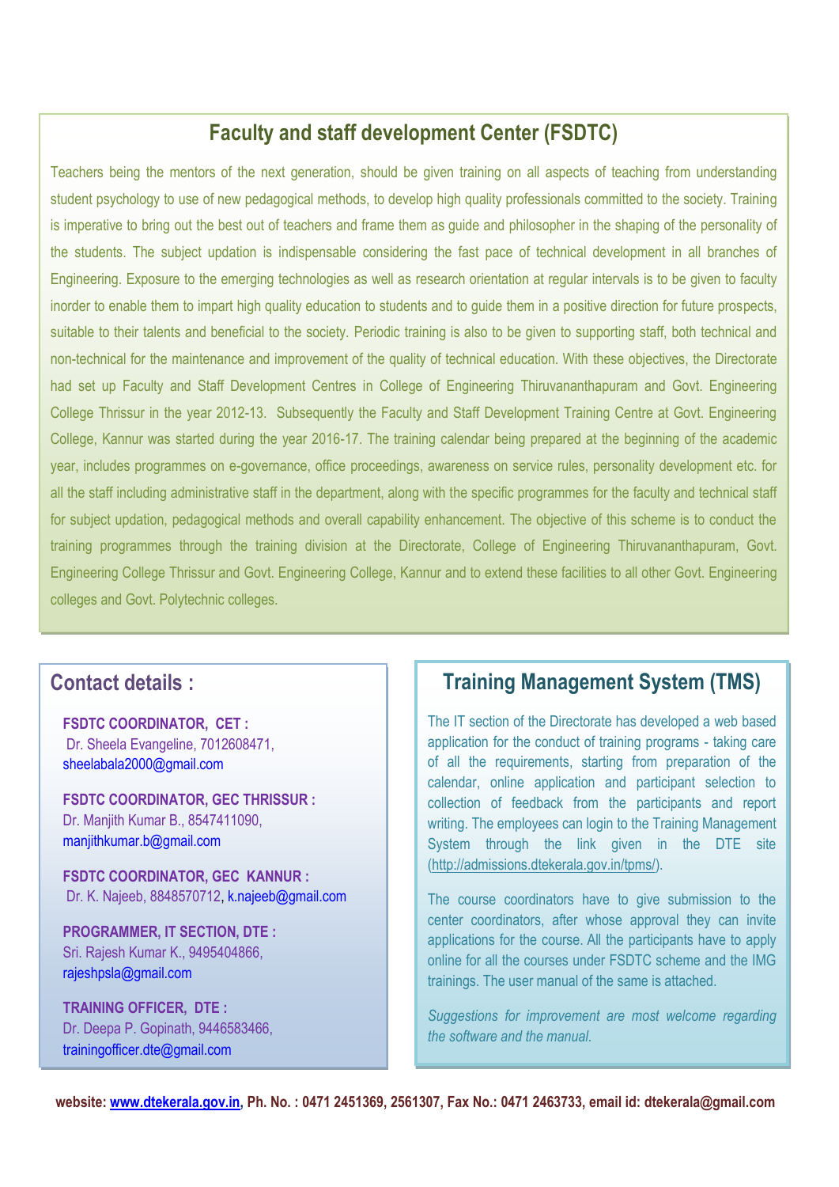## Faculty and staff development Center (FSDTC)

Teachers being the mentors of the next generation, should be given training on all aspects of teaching from understanding student psychology to use of new pedagogical methods, to develop high quality professionals committed to the society. Training is imperative to bring out the best out of teachers and frame them as guide and philosopher in the shaping of the personality of the students. The subject updation is indispensable considering the fast pace of technical development in all branches of Engineering. Exposure to the emerging technologies as well as research orientation at regular intervals is to be given to faculty inorder to enable them to impart high quality education to students and to guide them in a positive direction for future prospects, suitable to their talents and beneficial to the society. Periodic training is also to be given to supporting staff, both technical and non-technical for the maintenance and improvement of the quality of technical education. With these objectives, the Directorate had set up Faculty and Staff Development Centres in College of Engineering Thiruvananthapuram and Govt. Engineering College Thrissur in the year 2012-13. Subsequently the Faculty and Staff Development Training Centre at Govt. Engineering College, Kannur was started during the year 2016-17. The training calendar being prepared at the beginning of the academic year, includes programmes on e-governance, office proceedings, awareness on service rules, personality development etc. for all the staff including administrative staff in the department, along with the specific programmes for the faculty and technical staff for subject updation, pedagogical methods and overall capability enhancement. The objective of this scheme is to conduct the training programmes through the training division at the Directorate, College of Engineering Thiruvananthapuram, Govt. Engineering College Thrissur and Govt. Engineering College, Kannur and to extend these facilities to all other Govt. Engineering colleges and Govt. Polytechnic colleges.

## Contact details :

**FSDTC COORDINATOR, CET :**
Dr. Sheela Evangeline, 7012608471,
sheelabala2000@gmail.com

**FSDTC COORDINATOR, GEC THRISSUR :**
Dr. Manjith Kumar B., 8547411090,
manjithkumar.b@gmail.com

**FSDTC COORDINATOR, GEC KANNUR :**
Dr. K. Najeeb, 8848570712, k.najeeb@gmail.com

**PROGRAMMER, IT SECTION, DTE :**
Sri. Rajesh Kumar K., 9495404866,
rajeshpsla@gmail.com

**TRAINING OFFICER, DTE :**
Dr. Deepa P. Gopinath, 9446583466,
trainingofficer.dte@gmail.com

## Training Management System (TMS)

The IT section of the Directorate has developed a web based application for the conduct of training programs - taking care of all the requirements, starting from preparation of the calendar, online application and participant selection to collection of feedback from the participants and report writing. The employees can login to the Training Management System through the link given in the DTE site (http://admissions.dtekerala.gov.in/tpms/).

The course coordinators have to give submission to the center coordinators, after whose approval they can invite applications for the course. All the participants have to apply online for all the courses under FSDTC scheme and the IMG trainings. The user manual of the same is attached.

*Suggestions for improvement are most welcome regarding the software and the manual.*

**website: www.dtekerala.gov.in, Ph. No. : 0471 2451369, 2561307, Fax No.: 0471 2463733, email id: dtekerala@gmail.com**